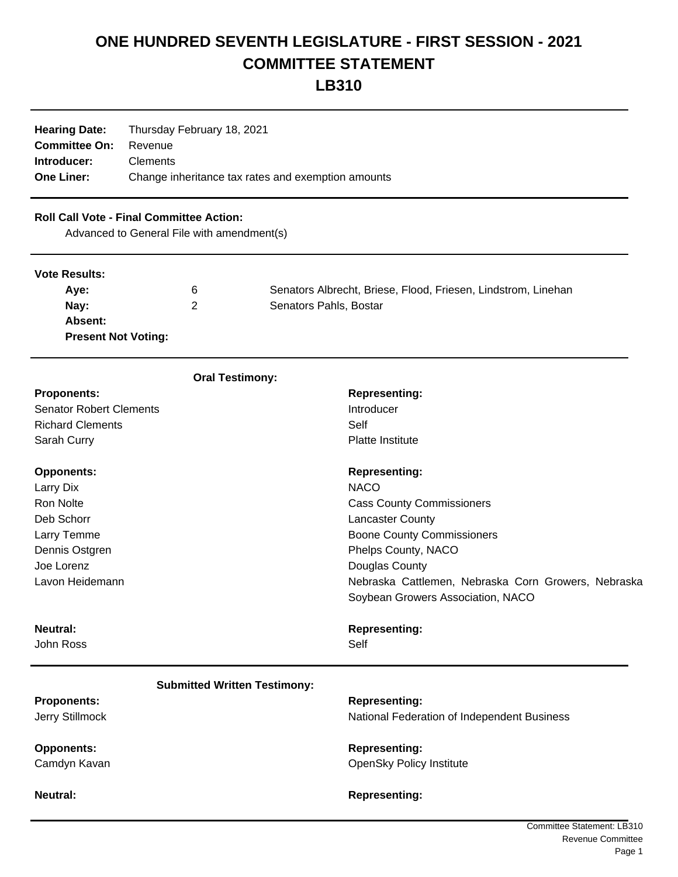# ONE HUNDRED SEVENTH LEGISLATURE - FIRST SESSION - 2021
# COMMITTEE STATEMENT
# LB310

**Hearing Date:** Thursday February 18, 2021
**Committee On:** Revenue
**Introducer:** Clements
**One Liner:** Change inheritance tax rates and exemption amounts

---

**Roll Call Vote - Final Committee Action:**

Advanced to General File with amendment(s)

---

**Vote Results:**

| | | |
|---|---|---|
| **Aye:** | 6 | Senators Albrecht, Briese, Flood, Friesen, Lindstrom, Linehan |
| **Nay:** | 2 | Senators Pahls, Bostar |
| **Absent:** | | |
| **Present Not Voting:** | | |

---

**Oral Testimony:**

| **Proponents:** | **Representing:** |
|---|---|
| Senator Robert Clements | Introducer |
| Richard Clements | Self |
| Sarah Curry | Platte Institute |

| **Opponents:** | **Representing:** |
|---|---|
| Larry Dix | NACO |
| Ron Nolte | Cass County Commissioners |
| Deb Schorr | Lancaster County |
| Larry Temme | Boone County Commissioners |
| Dennis Ostgren | Phelps County, NACO |
| Joe Lorenz | Douglas County |
| Lavon Heidemann | Nebraska Cattlemen, Nebraska Corn Growers, Nebraska Soybean Growers Association, NACO |

| **Neutral:** | **Representing:** |
|---|---|
| John Ross | Self |

---

**Submitted Written Testimony:**

| **Proponents:** | **Representing:** |
|---|---|
| Jerry Stillmock | National Federation of Independent Business |

| **Opponents:** | **Representing:** |
|---|---|
| Camdyn Kavan | OpenSky Policy Institute |

| **Neutral:** | **Representing:** |
|---|---|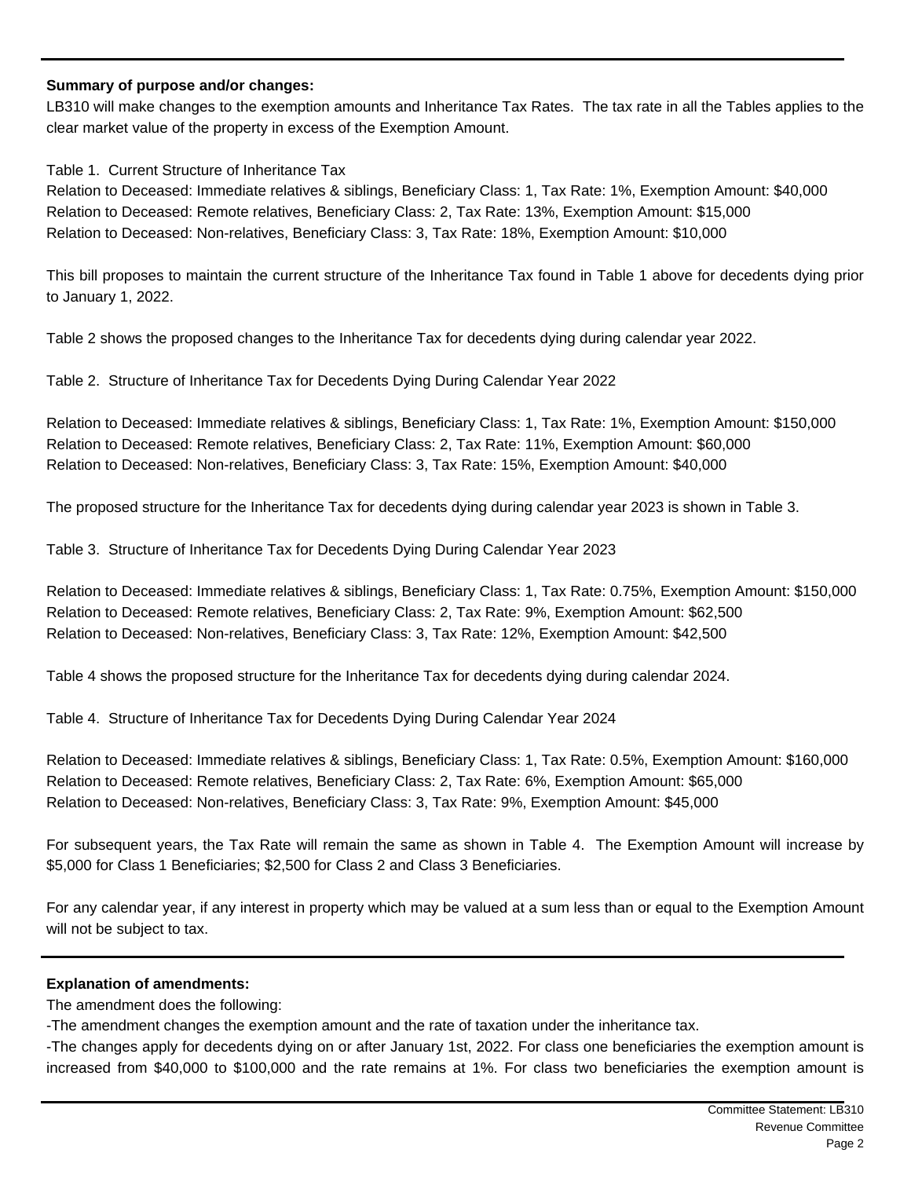**Summary of purpose and/or changes:**

LB310 will make changes to the exemption amounts and Inheritance Tax Rates. The tax rate in all the Tables applies to the clear market value of the property in excess of the Exemption Amount.

Table 1. Current Structure of Inheritance Tax

Relation to Deceased: Immediate relatives & siblings, Beneficiary Class: 1, Tax Rate: 1%, Exemption Amount: $40,000
Relation to Deceased: Remote relatives, Beneficiary Class: 2, Tax Rate: 13%, Exemption Amount: $15,000
Relation to Deceased: Non-relatives, Beneficiary Class: 3, Tax Rate: 18%, Exemption Amount: $10,000

This bill proposes to maintain the current structure of the Inheritance Tax found in Table 1 above for decedents dying prior to January 1, 2022.

Table 2 shows the proposed changes to the Inheritance Tax for decedents dying during calendar year 2022.

Table 2. Structure of Inheritance Tax for Decedents Dying During Calendar Year 2022

Relation to Deceased: Immediate relatives & siblings, Beneficiary Class: 1, Tax Rate: 1%, Exemption Amount: $150,000
Relation to Deceased: Remote relatives, Beneficiary Class: 2, Tax Rate: 11%, Exemption Amount: $60,000
Relation to Deceased: Non-relatives, Beneficiary Class: 3, Tax Rate: 15%, Exemption Amount: $40,000

The proposed structure for the Inheritance Tax for decedents dying during calendar year 2023 is shown in Table 3.

Table 3. Structure of Inheritance Tax for Decedents Dying During Calendar Year 2023

Relation to Deceased: Immediate relatives & siblings, Beneficiary Class: 1, Tax Rate: 0.75%, Exemption Amount: $150,000
Relation to Deceased: Remote relatives, Beneficiary Class: 2, Tax Rate: 9%, Exemption Amount: $62,500
Relation to Deceased: Non-relatives, Beneficiary Class: 3, Tax Rate: 12%, Exemption Amount: $42,500

Table 4 shows the proposed structure for the Inheritance Tax for decedents dying during calendar 2024.

Table 4. Structure of Inheritance Tax for Decedents Dying During Calendar Year 2024

Relation to Deceased: Immediate relatives & siblings, Beneficiary Class: 1, Tax Rate: 0.5%, Exemption Amount: $160,000
Relation to Deceased: Remote relatives, Beneficiary Class: 2, Tax Rate: 6%, Exemption Amount: $65,000
Relation to Deceased: Non-relatives, Beneficiary Class: 3, Tax Rate: 9%, Exemption Amount: $45,000

For subsequent years, the Tax Rate will remain the same as shown in Table 4. The Exemption Amount will increase by $5,000 for Class 1 Beneficiaries; $2,500 for Class 2 and Class 3 Beneficiaries.

For any calendar year, if any interest in property which may be valued at a sum less than or equal to the Exemption Amount will not be subject to tax.

---

**Explanation of amendments:**

The amendment does the following:

-The amendment changes the exemption amount and the rate of taxation under the inheritance tax.

-The changes apply for decedents dying on or after January 1st, 2022. For class one beneficiaries the exemption amount is increased from $40,000 to $100,000 and the rate remains at 1%. For class two beneficiaries the exemption amount is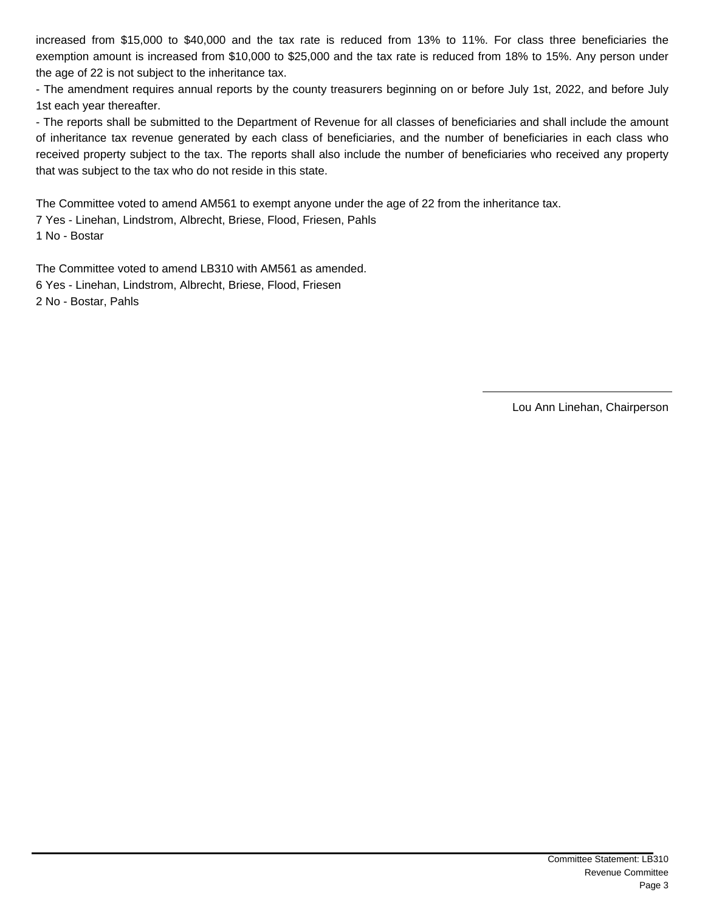increased from $15,000 to $40,000 and the tax rate is reduced from 13% to 11%. For class three beneficiaries the exemption amount is increased from $10,000 to $25,000 and the tax rate is reduced from 18% to 15%. Any person under the age of 22 is not subject to the inheritance tax.

- The amendment requires annual reports by the county treasurers beginning on or before July 1st, 2022, and before July 1st each year thereafter.
- The reports shall be submitted to the Department of Revenue for all classes of beneficiaries and shall include the amount of inheritance tax revenue generated by each class of beneficiaries, and the number of beneficiaries in each class who received property subject to the tax. The reports shall also include the number of beneficiaries who received any property that was subject to the tax who do not reside in this state.

The Committee voted to amend AM561 to exempt anyone under the age of 22 from the inheritance tax.
7 Yes - Linehan, Lindstrom, Albrecht, Briese, Flood, Friesen, Pahls
1 No - Bostar

The Committee voted to amend LB310 with AM561 as amended.
6 Yes - Linehan, Lindstrom, Albrecht, Briese, Flood, Friesen
2 No - Bostar, Pahls

Lou Ann Linehan, Chairperson